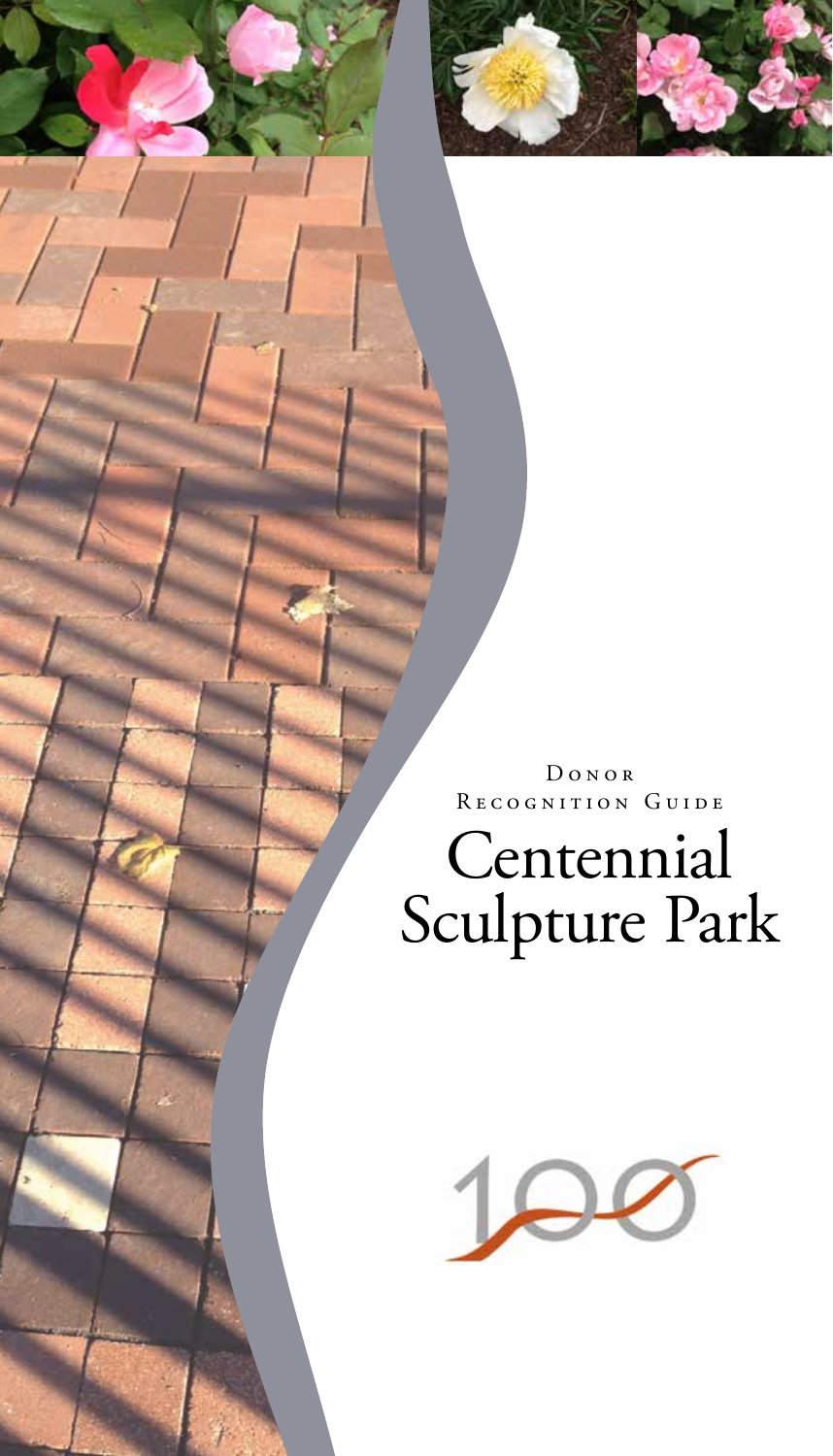Donor Recognition Guide

# Centennial Sculpture Park

100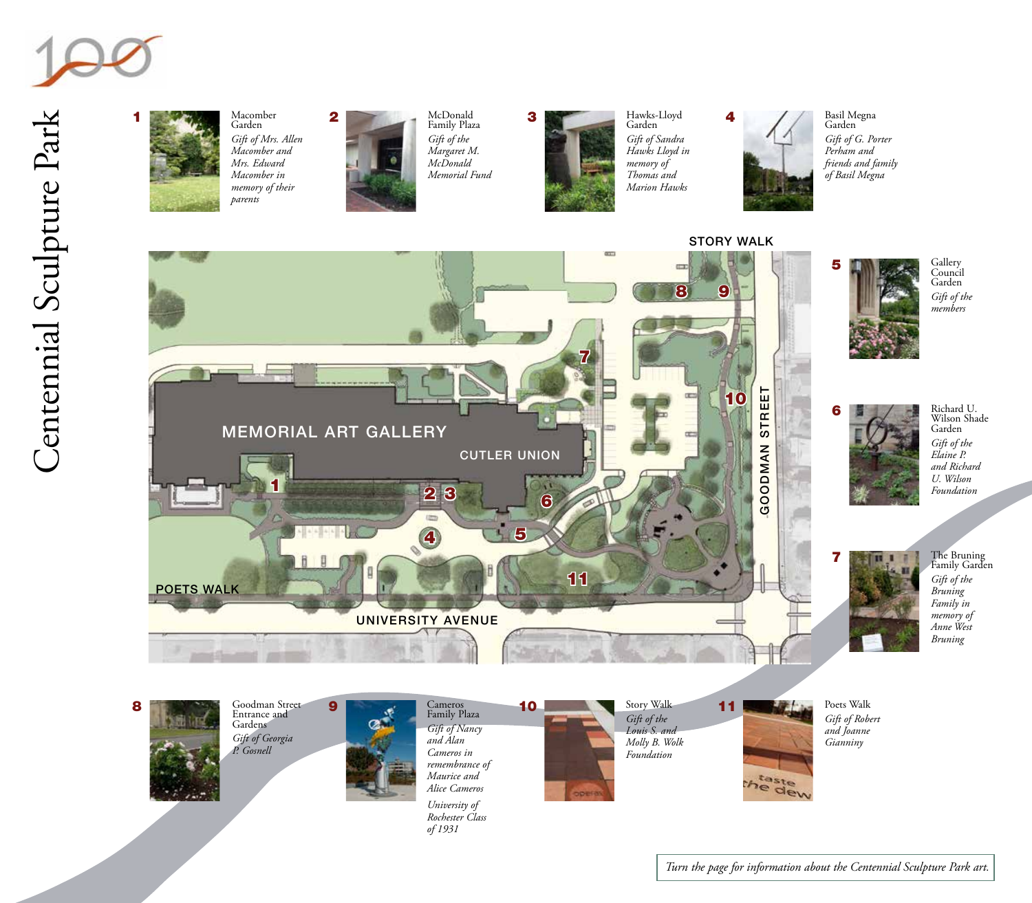# Centennial Sculpture Park

**1** Macomber Garden
*Gift of Mrs. Allen Macomber and Mrs. Edward Macomber in memory of their parents*

**2** McDonald Family Plaza
*Gift of the Margaret M. McDonald Memorial Fund*

**3** Hawks-Lloyd Garden
*Gift of Sandra Hawks Lloyd in memory of Thomas and Marion Hawks*

**4** Basil Megna Garden
*Gift of G. Porter Perham and friends and family of Basil Megna*

**5** Gallery Council Garden
*Gift of the members*

**6** Richard U. Wilson Shade Garden
*Gift of the Elaine P. and Richard U. Wilson Foundation*

**7** The Bruning Family Garden
*Gift of the Bruning Family in memory of Anne West Bruning*

**8** Goodman Street Entrance and Gardens
*Gift of Georgia P. Gosnell*

**9** Cameros Family Plaza
*Gift of Nancy and Alan Cameros in remembrance of Maurice and Alice Cameros*

*University of Rochester Class of 1931*

**10** Story Walk
*Gift of the Louis S. and Molly B. Wolk Foundation*

**11** Poets Walk
*Gift of Robert and Joanne Gianniny*

Map labels: STORY WALK, MEMORIAL ART GALLERY, CUTLER UNION, GOODMAN STREET, POETS WALK, UNIVERSITY AVENUE

*Turn the page for information about the Centennial Sculpture Park art.*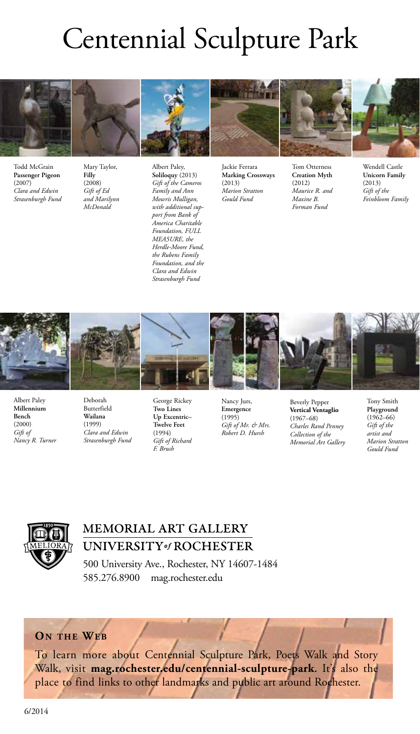# Centennial Sculpture Park

Todd McGrain
**Passenger Pigeon**
(2007)
*Clara and Edwin Strasenburgh Fund*

Mary Taylor,
**Filly**
(2008)
*Gift of Ed and Marilynn McDonald*

Albert Paley,
**Soliloquy** (2013)
*Gift of the Cameros Family and Ann Mowris Mulligan, with additional support from Bank of America Charitable Foundation, FULL MEA5URE, the Herdle-Moore Fund, the Rubens Family Foundation, and the Clara and Edwin Strasenburgh Fund*

Jackie Ferrara
**Marking Crossways**
(2013)
*Marion Stratton Gould Fund*

Tom Otterness
**Creation Myth**
(2012)
*Maurice R. and Maxine B. Forman Fund*

Wendell Castle
**Unicorn Family**
(2013)
*Gift of the Feinbloom Family*

Albert Paley
**Millennium Bench**
(2000)
*Gift of Nancy R. Turner*

Deborah Butterfield
**Wailana**
(1999)
*Clara and Edwin Strasenburgh Fund*

George Rickey
**Two Lines Up Excentric– Twelve Feet**
(1994)
*Gift of Richard F. Brush*

Nancy Jurs,
**Emergence**
(1995)
*Gift of Mr. & Mrs. Robert D. Hursh*

Beverly Pepper
**Vertical Ventaglio**
(1967–68)
*Charles Rand Penney Collection of the Memorial Art Gallery*

Tony Smith
**Playground**
(1962–66)
*Gift of the artist and Marion Stratton Gould Fund*

MEMORIAL ART GALLERY
UNIVERSITY *of* ROCHESTER

500 University Ave., Rochester, NY 14607-1484
585.276.8900 mag.rochester.edu

**ON THE WEB**

To learn more about Centennial Sculpture Park, Poets Walk and Story Walk, visit **mag.rochester.edu/centennial-sculpture-park**. It's also the place to find links to other landmarks and public art around Rochester.

6/2014